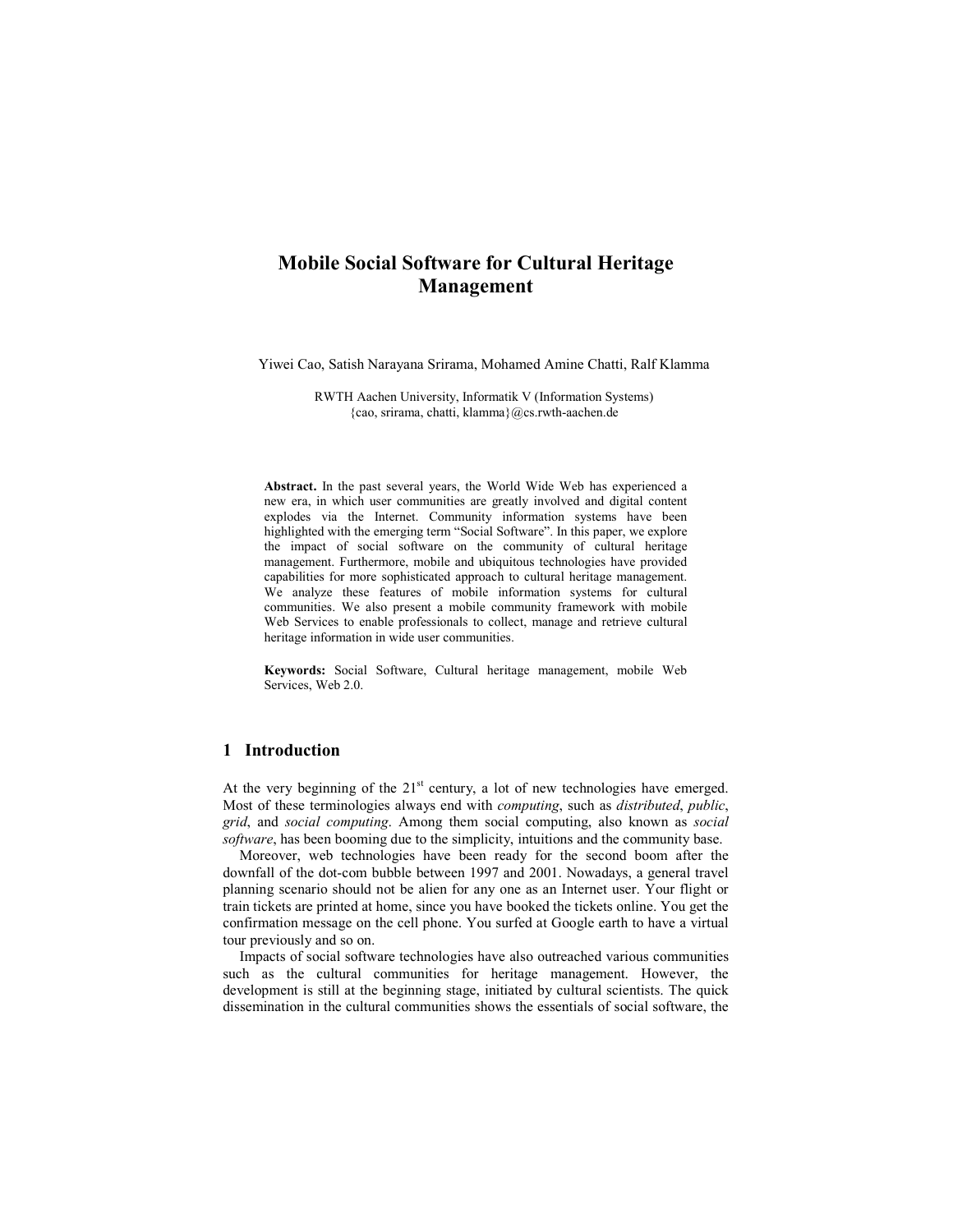# Mobile Social Software for Cultural Heritage Management

Yiwei Cao, Satish Narayana Srirama, Mohamed Amine Chatti, Ralf Klamma

RWTH Aachen University, Informatik V (Information Systems)
{cao, srirama, chatti, klamma}@cs.rwth-aachen.de

**Abstract.** In the past several years, the World Wide Web has experienced a new era, in which user communities are greatly involved and digital content explodes via the Internet. Community information systems have been highlighted with the emerging term "Social Software". In this paper, we explore the impact of social software on the community of cultural heritage management. Furthermore, mobile and ubiquitous technologies have provided capabilities for more sophisticated approach to cultural heritage management. We analyze these features of mobile information systems for cultural communities. We also present a mobile community framework with mobile Web Services to enable professionals to collect, manage and retrieve cultural heritage information in wide user communities.

**Keywords:** Social Software, Cultural heritage management, mobile Web Services, Web 2.0.

## 1 Introduction

At the very beginning of the 21st century, a lot of new technologies have emerged. Most of these terminologies always end with *computing*, such as *distributed*, *public*, *grid*, and *social computing*. Among them social computing, also known as *social software*, has been booming due to the simplicity, intuitions and the community base.

Moreover, web technologies have been ready for the second boom after the downfall of the dot-com bubble between 1997 and 2001. Nowadays, a general travel planning scenario should not be alien for any one as an Internet user. Your flight or train tickets are printed at home, since you have booked the tickets online. You get the confirmation message on the cell phone. You surfed at Google earth to have a virtual tour previously and so on.

Impacts of social software technologies have also outreached various communities such as the cultural communities for heritage management. However, the development is still at the beginning stage, initiated by cultural scientists. The quick dissemination in the cultural communities shows the essentials of social software, the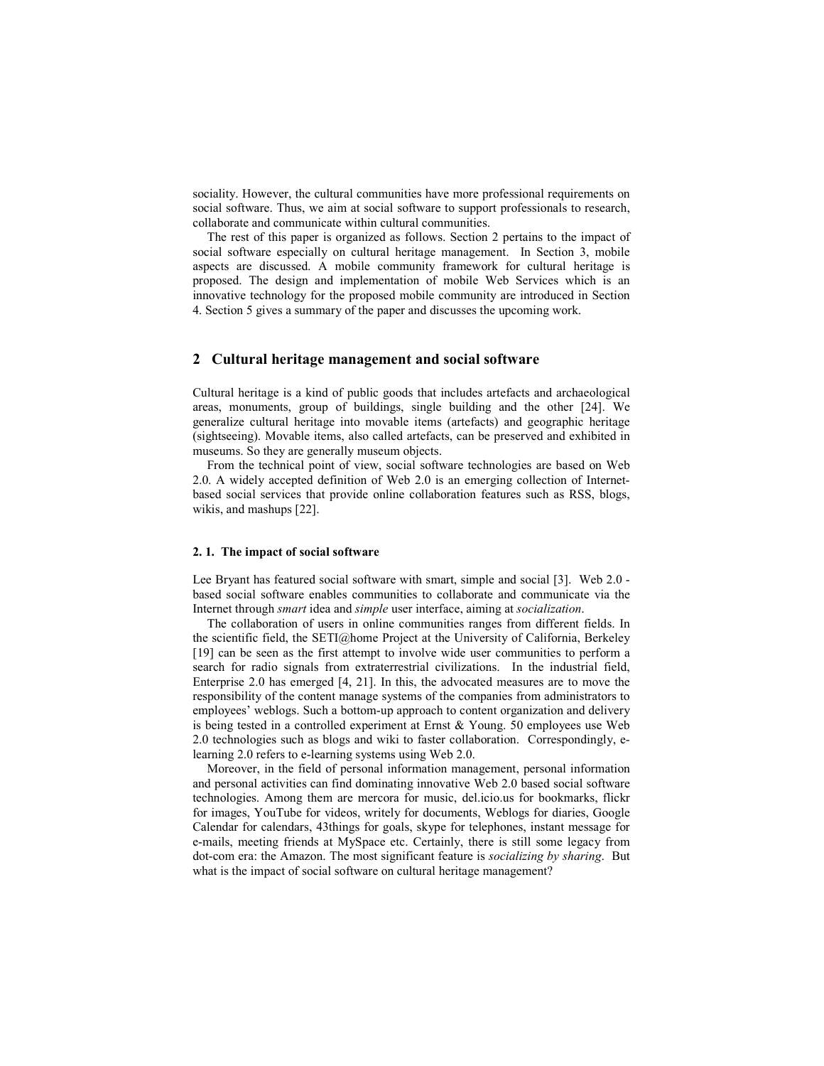sociality. However, the cultural communities have more professional requirements on social software. Thus, we aim at social software to support professionals to research, collaborate and communicate within cultural communities.

The rest of this paper is organized as follows. Section 2 pertains to the impact of social software especially on cultural heritage management. In Section 3, mobile aspects are discussed. A mobile community framework for cultural heritage is proposed. The design and implementation of mobile Web Services which is an innovative technology for the proposed mobile community are introduced in Section 4. Section 5 gives a summary of the paper and discusses the upcoming work.

## 2 Cultural heritage management and social software

Cultural heritage is a kind of public goods that includes artefacts and archaeological areas, monuments, group of buildings, single building and the other [24]. We generalize cultural heritage into movable items (artefacts) and geographic heritage (sightseeing). Movable items, also called artefacts, can be preserved and exhibited in museums. So they are generally museum objects.

From the technical point of view, social software technologies are based on Web 2.0. A widely accepted definition of Web 2.0 is an emerging collection of Internet-based social services that provide online collaboration features such as RSS, blogs, wikis, and mashups [22].

### 2. 1. The impact of social software

Lee Bryant has featured social software with smart, simple and social [3]. Web 2.0 - based social software enables communities to collaborate and communicate via the Internet through *smart* idea and *simple* user interface, aiming at *socialization*.

The collaboration of users in online communities ranges from different fields. In the scientific field, the SETI@home Project at the University of California, Berkeley [19] can be seen as the first attempt to involve wide user communities to perform a search for radio signals from extraterrestrial civilizations. In the industrial field, Enterprise 2.0 has emerged [4, 21]. In this, the advocated measures are to move the responsibility of the content manage systems of the companies from administrators to employees' weblogs. Such a bottom-up approach to content organization and delivery is being tested in a controlled experiment at Ernst & Young. 50 employees use Web 2.0 technologies such as blogs and wiki to faster collaboration. Correspondingly, e-learning 2.0 refers to e-learning systems using Web 2.0.

Moreover, in the field of personal information management, personal information and personal activities can find dominating innovative Web 2.0 based social software technologies. Among them are mercora for music, del.icio.us for bookmarks, flickr for images, YouTube for videos, writely for documents, Weblogs for diaries, Google Calendar for calendars, 43things for goals, skype for telephones, instant message for e-mails, meeting friends at MySpace etc. Certainly, there is still some legacy from dot-com era: the Amazon. The most significant feature is *socializing by sharing*. But what is the impact of social software on cultural heritage management?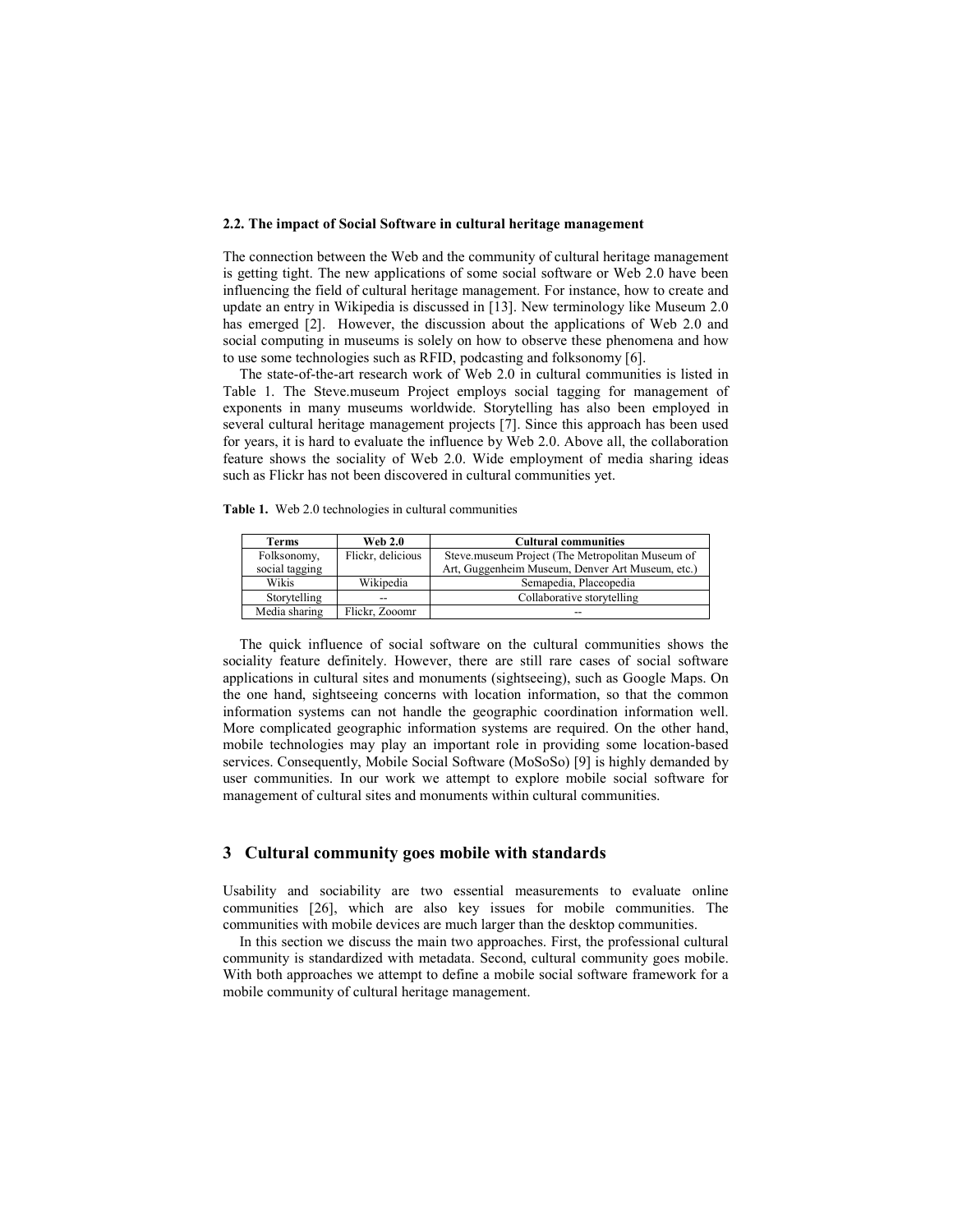### 2.2. The impact of Social Software in cultural heritage management

The connection between the Web and the community of cultural heritage management is getting tight. The new applications of some social software or Web 2.0 have been influencing the field of cultural heritage management. For instance, how to create and update an entry in Wikipedia is discussed in [13]. New terminology like Museum 2.0 has emerged [2]. However, the discussion about the applications of Web 2.0 and social computing in museums is solely on how to observe these phenomena and how to use some technologies such as RFID, podcasting and folksonomy [6].

The state-of-the-art research work of Web 2.0 in cultural communities is listed in Table 1. The Steve.museum Project employs social tagging for management of exponents in many museums worldwide. Storytelling has also been employed in several cultural heritage management projects [7]. Since this approach has been used for years, it is hard to evaluate the influence by Web 2.0. Above all, the collaboration feature shows the sociality of Web 2.0. Wide employment of media sharing ideas such as Flickr has not been discovered in cultural communities yet.

**Table 1.** Web 2.0 technologies in cultural communities

| Terms | Web 2.0 | Cultural communities |
|---|---|---|
| Folksonomy, social tagging | Flickr, delicious | Steve.museum Project (The Metropolitan Museum of Art, Guggenheim Museum, Denver Art Museum, etc.) |
| Wikis | Wikipedia | Semapedia, Placeopedia |
| Storytelling | -- | Collaborative storytelling |
| Media sharing | Flickr, Zooomr | -- |

The quick influence of social software on the cultural communities shows the sociality feature definitely. However, there are still rare cases of social software applications in cultural sites and monuments (sightseeing), such as Google Maps. On the one hand, sightseeing concerns with location information, so that the common information systems can not handle the geographic coordination information well. More complicated geographic information systems are required. On the other hand, mobile technologies may play an important role in providing some location-based services. Consequently, Mobile Social Software (MoSoSo) [9] is highly demanded by user communities. In our work we attempt to explore mobile social software for management of cultural sites and monuments within cultural communities.

## 3 Cultural community goes mobile with standards

Usability and sociability are two essential measurements to evaluate online communities [26], which are also key issues for mobile communities. The communities with mobile devices are much larger than the desktop communities.

In this section we discuss the main two approaches. First, the professional cultural community is standardized with metadata. Second, cultural community goes mobile. With both approaches we attempt to define a mobile social software framework for a mobile community of cultural heritage management.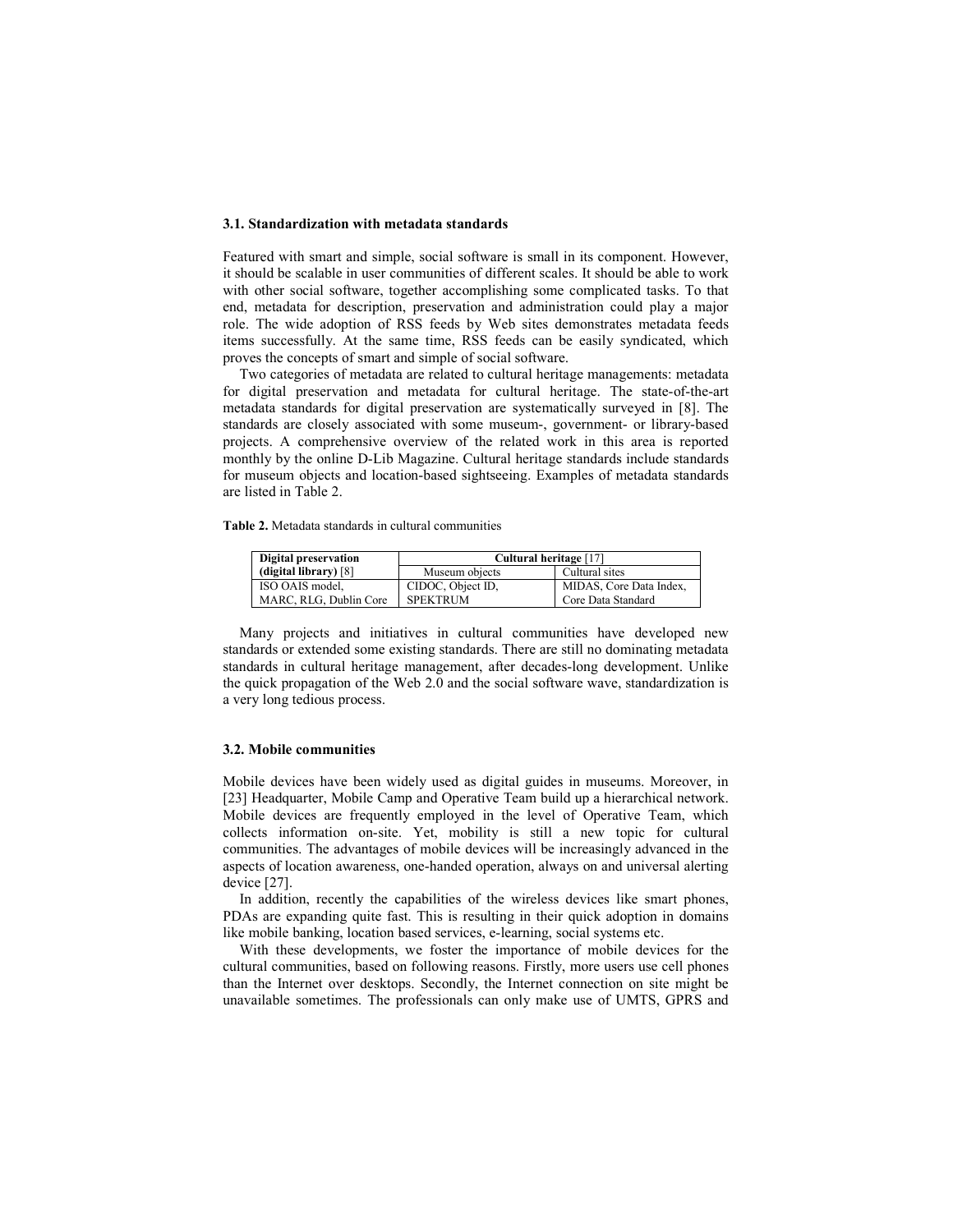### 3.1. Standardization with metadata standards

Featured with smart and simple, social software is small in its component. However, it should be scalable in user communities of different scales. It should be able to work with other social software, together accomplishing some complicated tasks. To that end, metadata for description, preservation and administration could play a major role. The wide adoption of RSS feeds by Web sites demonstrates metadata feeds items successfully. At the same time, RSS feeds can be easily syndicated, which proves the concepts of smart and simple of social software.

Two categories of metadata are related to cultural heritage managements: metadata for digital preservation and metadata for cultural heritage. The state-of-the-art metadata standards for digital preservation are systematically surveyed in [8]. The standards are closely associated with some museum-, government- or library-based projects. A comprehensive overview of the related work in this area is reported monthly by the online D-Lib Magazine. Cultural heritage standards include standards for museum objects and location-based sightseeing. Examples of metadata standards are listed in Table 2.

**Table 2.** Metadata standards in cultural communities

| **Digital preservation (digital library)** [8] | **Cultural heritage** [17] | |
|---|---|---|
| | Museum objects | Cultural sites |
| ISO OAIS model, MARC, RLG, Dublin Core | CIDOC, Object ID, SPEKTRUM | MIDAS, Core Data Index, Core Data Standard |

Many projects and initiatives in cultural communities have developed new standards or extended some existing standards. There are still no dominating metadata standards in cultural heritage management, after decades-long development. Unlike the quick propagation of the Web 2.0 and the social software wave, standardization is a very long tedious process.

### 3.2. Mobile communities

Mobile devices have been widely used as digital guides in museums. Moreover, in [23] Headquarter, Mobile Camp and Operative Team build up a hierarchical network. Mobile devices are frequently employed in the level of Operative Team, which collects information on-site. Yet, mobility is still a new topic for cultural communities. The advantages of mobile devices will be increasingly advanced in the aspects of location awareness, one-handed operation, always on and universal alerting device [27].

In addition, recently the capabilities of the wireless devices like smart phones, PDAs are expanding quite fast. This is resulting in their quick adoption in domains like mobile banking, location based services, e-learning, social systems etc.

With these developments, we foster the importance of mobile devices for the cultural communities, based on following reasons. Firstly, more users use cell phones than the Internet over desktops. Secondly, the Internet connection on site might be unavailable sometimes. The professionals can only make use of UMTS, GPRS and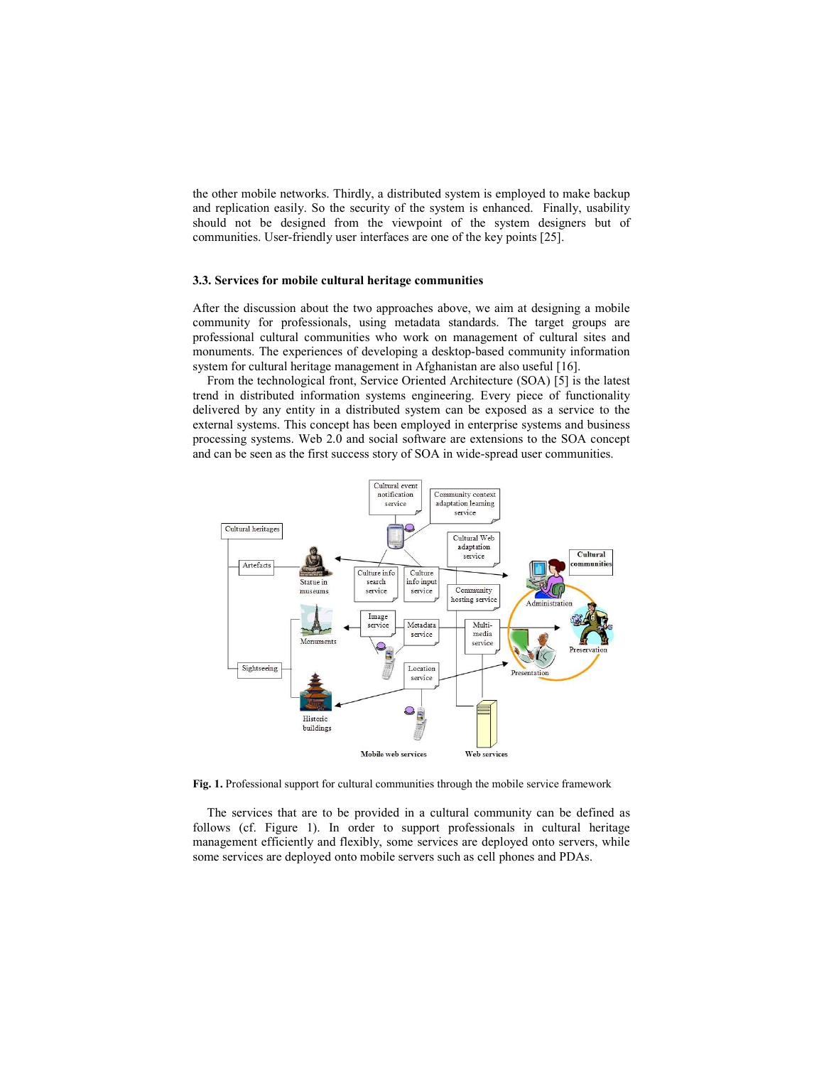the other mobile networks. Thirdly, a distributed system is employed to make backup and replication easily. So the security of the system is enhanced. Finally, usability should not be designed from the viewpoint of the system designers but of communities. User-friendly user interfaces are one of the key points [25].

### 3.3. Services for mobile cultural heritage communities

After the discussion about the two approaches above, we aim at designing a mobile community for professionals, using metadata standards. The target groups are professional cultural communities who work on management of cultural sites and monuments. The experiences of developing a desktop-based community information system for cultural heritage management in Afghanistan are also useful [16].

From the technological front, Service Oriented Architecture (SOA) [5] is the latest trend in distributed information systems engineering. Every piece of functionality delivered by any entity in a distributed system can be exposed as a service to the external systems. This concept has been employed in enterprise systems and business processing systems. Web 2.0 and social software are extensions to the SOA concept and can be seen as the first success story of SOA in wide-spread user communities.

**Fig. 1.** Professional support for cultural communities through the mobile service framework

The services that are to be provided in a cultural community can be defined as follows (cf. Figure 1). In order to support professionals in cultural heritage management efficiently and flexibly, some services are deployed onto servers, while some services are deployed onto mobile servers such as cell phones and PDAs.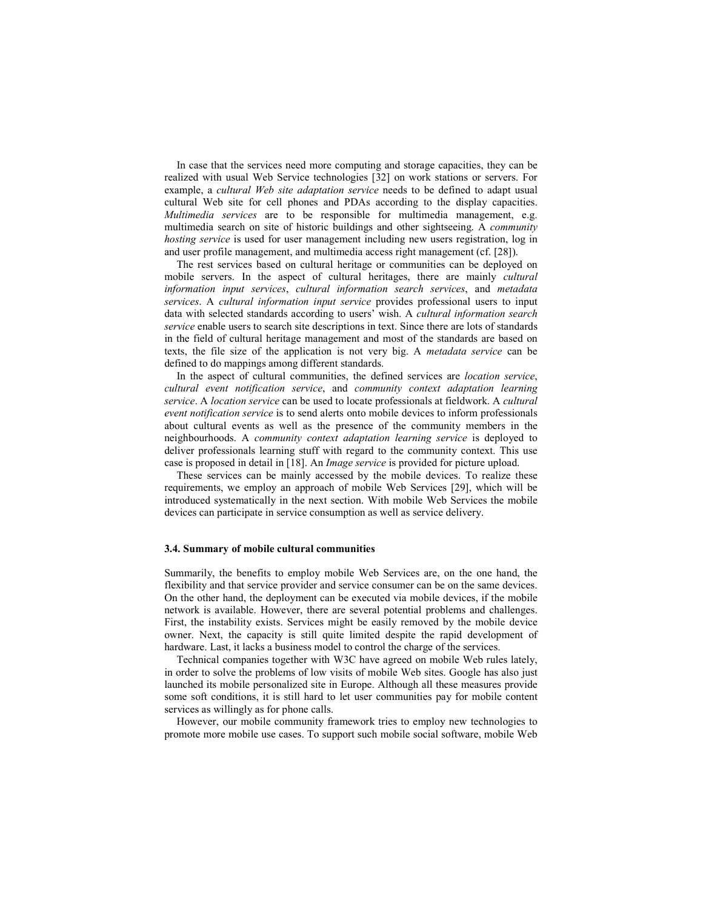In case that the services need more computing and storage capacities, they can be realized with usual Web Service technologies [32] on work stations or servers. For example, a *cultural Web site adaptation service* needs to be defined to adapt usual cultural Web site for cell phones and PDAs according to the display capacities. *Multimedia services* are to be responsible for multimedia management, e.g. multimedia search on site of historic buildings and other sightseeing. A *community hosting service* is used for user management including new users registration, log in and user profile management, and multimedia access right management (cf. [28]).

The rest services based on cultural heritage or communities can be deployed on mobile servers. In the aspect of cultural heritages, there are mainly *cultural information input services*, *cultural information search services*, and *metadata services*. A *cultural information input service* provides professional users to input data with selected standards according to users' wish. A *cultural information search service* enable users to search site descriptions in text. Since there are lots of standards in the field of cultural heritage management and most of the standards are based on texts, the file size of the application is not very big. A *metadata service* can be defined to do mappings among different standards.

In the aspect of cultural communities, the defined services are *location service*, *cultural event notification service*, and *community context adaptation learning service*. A *location service* can be used to locate professionals at fieldwork. A *cultural event notification service* is to send alerts onto mobile devices to inform professionals about cultural events as well as the presence of the community members in the neighbourhoods. A *community context adaptation learning service* is deployed to deliver professionals learning stuff with regard to the community context. This use case is proposed in detail in [18]. An *Image service* is provided for picture upload.

These services can be mainly accessed by the mobile devices. To realize these requirements, we employ an approach of mobile Web Services [29], which will be introduced systematically in the next section. With mobile Web Services the mobile devices can participate in service consumption as well as service delivery.

### 3.4. Summary of mobile cultural communities

Summarily, the benefits to employ mobile Web Services are, on the one hand, the flexibility and that service provider and service consumer can be on the same devices. On the other hand, the deployment can be executed via mobile devices, if the mobile network is available. However, there are several potential problems and challenges. First, the instability exists. Services might be easily removed by the mobile device owner. Next, the capacity is still quite limited despite the rapid development of hardware. Last, it lacks a business model to control the charge of the services.

Technical companies together with W3C have agreed on mobile Web rules lately, in order to solve the problems of low visits of mobile Web sites. Google has also just launched its mobile personalized site in Europe. Although all these measures provide some soft conditions, it is still hard to let user communities pay for mobile content services as willingly as for phone calls.

However, our mobile community framework tries to employ new technologies to promote more mobile use cases. To support such mobile social software, mobile Web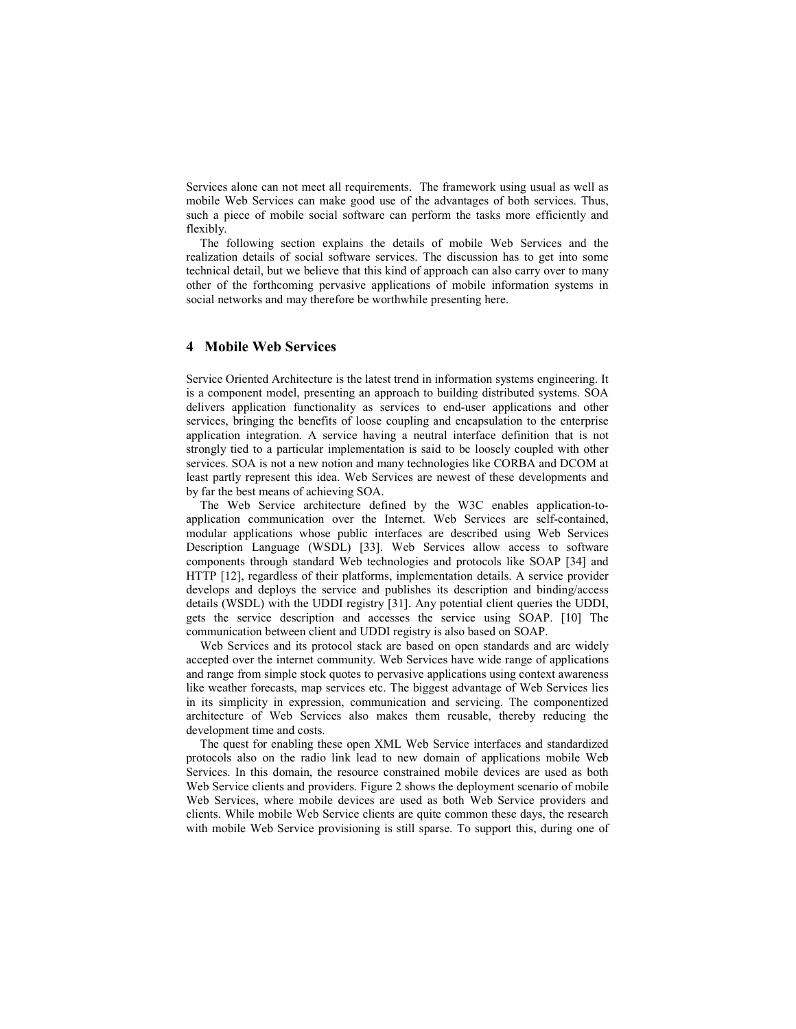Services alone can not meet all requirements. The framework using usual as well as mobile Web Services can make good use of the advantages of both services. Thus, such a piece of mobile social software can perform the tasks more efficiently and flexibly.

The following section explains the details of mobile Web Services and the realization details of social software services. The discussion has to get into some technical detail, but we believe that this kind of approach can also carry over to many other of the forthcoming pervasive applications of mobile information systems in social networks and may therefore be worthwhile presenting here.

## 4 Mobile Web Services

Service Oriented Architecture is the latest trend in information systems engineering. It is a component model, presenting an approach to building distributed systems. SOA delivers application functionality as services to end-user applications and other services, bringing the benefits of loose coupling and encapsulation to the enterprise application integration. A service having a neutral interface definition that is not strongly tied to a particular implementation is said to be loosely coupled with other services. SOA is not a new notion and many technologies like CORBA and DCOM at least partly represent this idea. Web Services are newest of these developments and by far the best means of achieving SOA.

The Web Service architecture defined by the W3C enables application-to-application communication over the Internet. Web Services are self-contained, modular applications whose public interfaces are described using Web Services Description Language (WSDL) [33]. Web Services allow access to software components through standard Web technologies and protocols like SOAP [34] and HTTP [12], regardless of their platforms, implementation details. A service provider develops and deploys the service and publishes its description and binding/access details (WSDL) with the UDDI registry [31]. Any potential client queries the UDDI, gets the service description and accesses the service using SOAP. [10] The communication between client and UDDI registry is also based on SOAP.

Web Services and its protocol stack are based on open standards and are widely accepted over the internet community. Web Services have wide range of applications and range from simple stock quotes to pervasive applications using context awareness like weather forecasts, map services etc. The biggest advantage of Web Services lies in its simplicity in expression, communication and servicing. The componentized architecture of Web Services also makes them reusable, thereby reducing the development time and costs.

The quest for enabling these open XML Web Service interfaces and standardized protocols also on the radio link lead to new domain of applications mobile Web Services. In this domain, the resource constrained mobile devices are used as both Web Service clients and providers. Figure 2 shows the deployment scenario of mobile Web Services, where mobile devices are used as both Web Service providers and clients. While mobile Web Service clients are quite common these days, the research with mobile Web Service provisioning is still sparse. To support this, during one of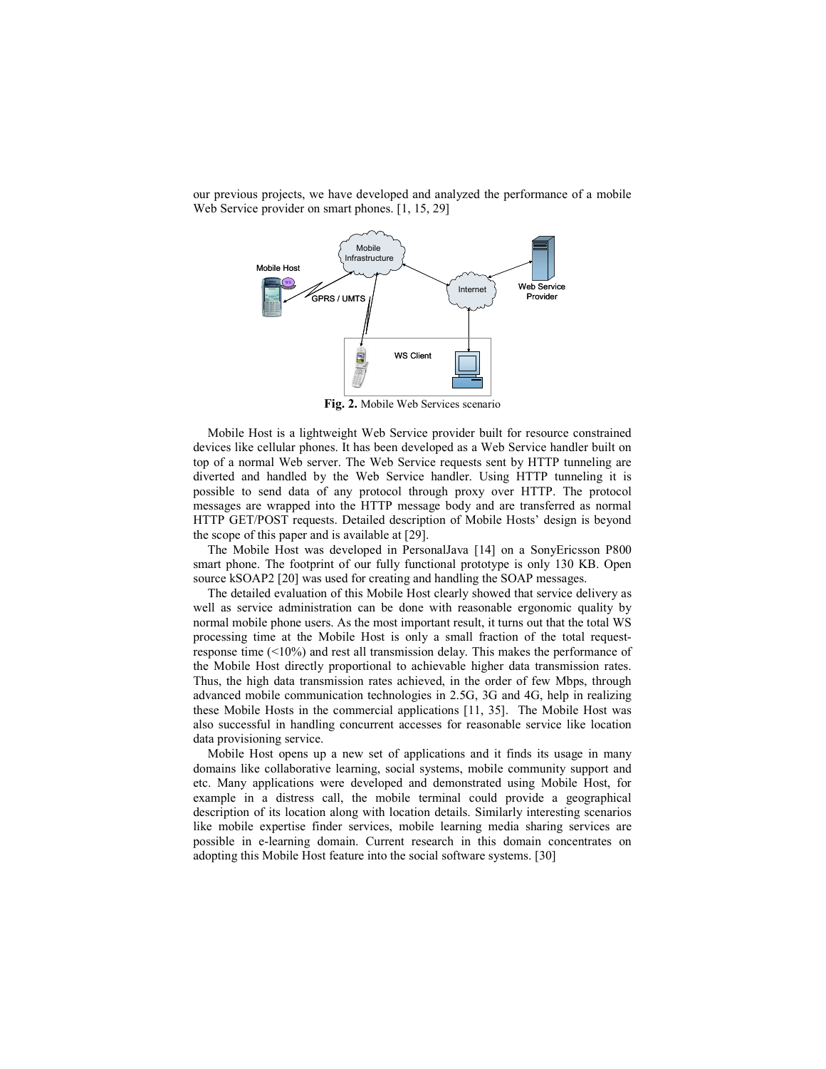our previous projects, we have developed and analyzed the performance of a mobile Web Service provider on smart phones. [1, 15, 29]

**Fig. 2.** Mobile Web Services scenario

Mobile Host is a lightweight Web Service provider built for resource constrained devices like cellular phones. It has been developed as a Web Service handler built on top of a normal Web server. The Web Service requests sent by HTTP tunneling are diverted and handled by the Web Service handler. Using HTTP tunneling it is possible to send data of any protocol through proxy over HTTP. The protocol messages are wrapped into the HTTP message body and are transferred as normal HTTP GET/POST requests. Detailed description of Mobile Hosts' design is beyond the scope of this paper and is available at [29].

The Mobile Host was developed in PersonalJava [14] on a SonyEricsson P800 smart phone. The footprint of our fully functional prototype is only 130 KB. Open source kSOAP2 [20] was used for creating and handling the SOAP messages.

The detailed evaluation of this Mobile Host clearly showed that service delivery as well as service administration can be done with reasonable ergonomic quality by normal mobile phone users. As the most important result, it turns out that the total WS processing time at the Mobile Host is only a small fraction of the total request-response time (<10%) and rest all transmission delay. This makes the performance of the Mobile Host directly proportional to achievable higher data transmission rates. Thus, the high data transmission rates achieved, in the order of few Mbps, through advanced mobile communication technologies in 2.5G, 3G and 4G, help in realizing these Mobile Hosts in the commercial applications [11, 35]. The Mobile Host was also successful in handling concurrent accesses for reasonable service like location data provisioning service.

Mobile Host opens up a new set of applications and it finds its usage in many domains like collaborative learning, social systems, mobile community support and etc. Many applications were developed and demonstrated using Mobile Host, for example in a distress call, the mobile terminal could provide a geographical description of its location along with location details. Similarly interesting scenarios like mobile expertise finder services, mobile learning media sharing services are possible in e-learning domain. Current research in this domain concentrates on adopting this Mobile Host feature into the social software systems. [30]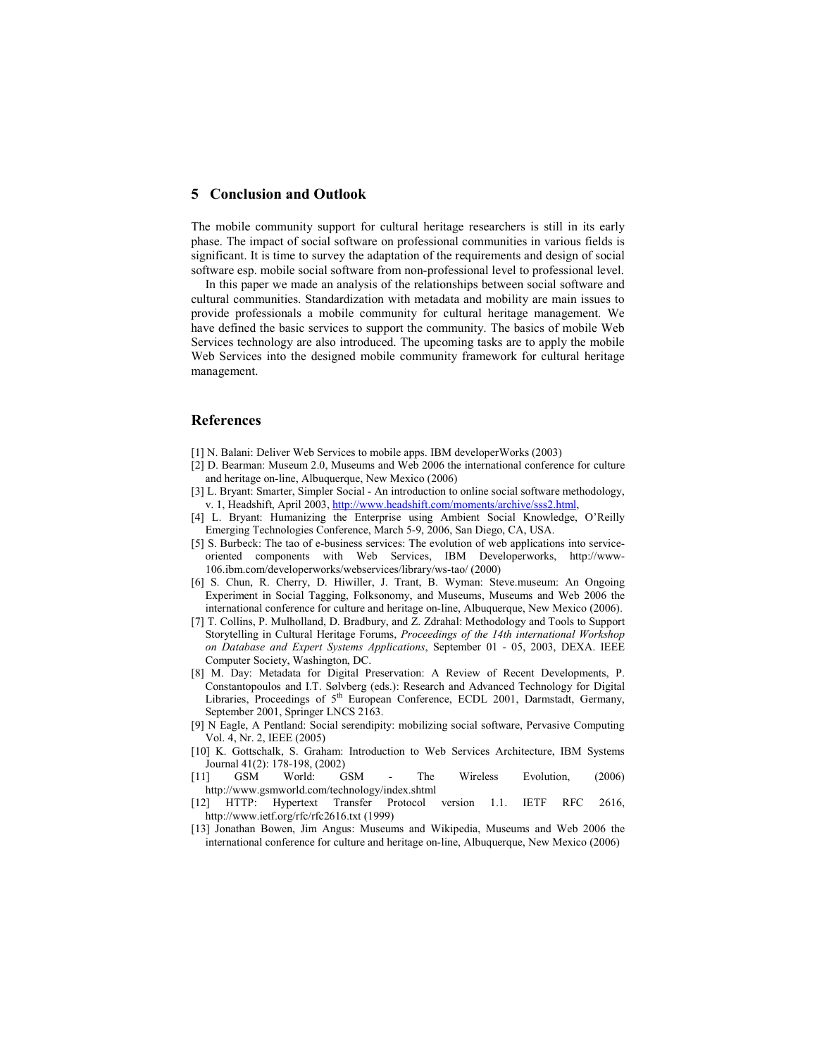## 5 Conclusion and Outlook

The mobile community support for cultural heritage researchers is still in its early phase. The impact of social software on professional communities in various fields is significant. It is time to survey the adaptation of the requirements and design of social software esp. mobile social software from non-professional level to professional level.

In this paper we made an analysis of the relationships between social software and cultural communities. Standardization with metadata and mobility are main issues to provide professionals a mobile community for cultural heritage management. We have defined the basic services to support the community. The basics of mobile Web Services technology are also introduced. The upcoming tasks are to apply the mobile Web Services into the designed mobile community framework for cultural heritage management.

## References

[1] N. Balani: Deliver Web Services to mobile apps. IBM developerWorks (2003)

[2] D. Bearman: Museum 2.0, Museums and Web 2006 the international conference for culture and heritage on-line, Albuquerque, New Mexico (2006)

[3] L. Bryant: Smarter, Simpler Social - An introduction to online social software methodology, v. 1, Headshift, April 2003, http://www.headshift.com/moments/archive/sss2.html,

[4] L. Bryant: Humanizing the Enterprise using Ambient Social Knowledge, O'Reilly Emerging Technologies Conference, March 5-9, 2006, San Diego, CA, USA.

[5] S. Burbeck: The tao of e-business services: The evolution of web applications into service-oriented components with Web Services, IBM Developerworks, http://www-106.ibm.com/developerworks/webservices/library/ws-tao/ (2000)

[6] S. Chun, R. Cherry, D. Hiwiller, J. Trant, B. Wyman: Steve.museum: An Ongoing Experiment in Social Tagging, Folksonomy, and Museums, Museums and Web 2006 the international conference for culture and heritage on-line, Albuquerque, New Mexico (2006).

[7] T. Collins, P. Mulholland, D. Bradbury, and Z. Zdrahal: Methodology and Tools to Support Storytelling in Cultural Heritage Forums, *Proceedings of the 14th international Workshop on Database and Expert Systems Applications*, September 01 - 05, 2003, DEXA. IEEE Computer Society, Washington, DC.

[8] M. Day: Metadata for Digital Preservation: A Review of Recent Developments, P. Constantopoulos and I.T. Sølvberg (eds.): Research and Advanced Technology for Digital Libraries, Proceedings of 5th European Conference, ECDL 2001, Darmstadt, Germany, September 2001, Springer LNCS 2163.

[9] N Eagle, A Pentland: Social serendipity: mobilizing social software, Pervasive Computing Vol. 4, Nr. 2, IEEE (2005)

[10] K. Gottschalk, S. Graham: Introduction to Web Services Architecture, IBM Systems Journal 41(2): 178-198, (2002)

[11] GSM World: GSM - The Wireless Evolution, (2006) http://www.gsmworld.com/technology/index.shtml

[12] HTTP: Hypertext Transfer Protocol version 1.1. IETF RFC 2616, http://www.ietf.org/rfc/rfc2616.txt (1999)

[13] Jonathan Bowen, Jim Angus: Museums and Wikipedia, Museums and Web 2006 the international conference for culture and heritage on-line, Albuquerque, New Mexico (2006)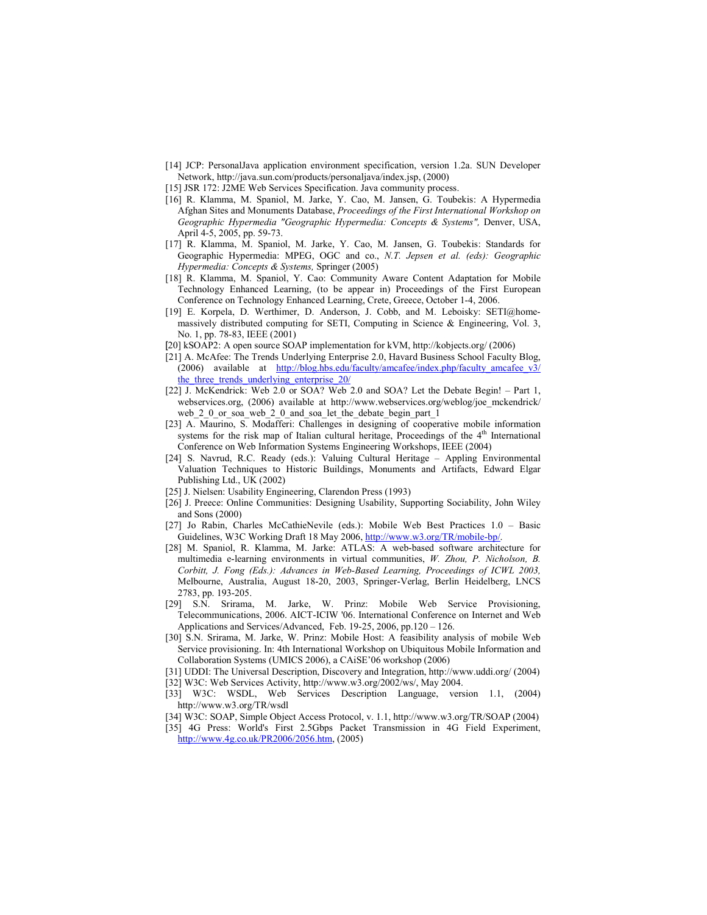[14] JCP: PersonalJava application environment specification, version 1.2a. SUN Developer Network, http://java.sun.com/products/personaljava/index.jsp, (2000)

[15] JSR 172: J2ME Web Services Specification. Java community process.

[16] R. Klamma, M. Spaniol, M. Jarke, Y. Cao, M. Jansen, G. Toubekis: A Hypermedia Afghan Sites and Monuments Database, *Proceedings of the First International Workshop on Geographic Hypermedia "Geographic Hypermedia: Concepts & Systems",* Denver, USA, April 4-5, 2005, pp. 59-73.

[17] R. Klamma, M. Spaniol, M. Jarke, Y. Cao, M. Jansen, G. Toubekis: Standards for Geographic Hypermedia: MPEG, OGC and co., *N.T. Jepsen et al. (eds): Geographic Hypermedia: Concepts & Systems,* Springer (2005)

[18] R. Klamma, M. Spaniol, Y. Cao: Community Aware Content Adaptation for Mobile Technology Enhanced Learning, (to be appear in) Proceedings of the First European Conference on Technology Enhanced Learning, Crete, Greece, October 1-4, 2006.

[19] E. Korpela, D. Werthimer, D. Anderson, J. Cobb, and M. Leboisky: SETI@home-massively distributed computing for SETI, Computing in Science & Engineering, Vol. 3, No. 1, pp. 78-83, IEEE (2001)

[20] kSOAP2: A open source SOAP implementation for kVM, http://kobjects.org/ (2006)

[21] A. McAfee: The Trends Underlying Enterprise 2.0, Havard Business School Faculty Blog, (2006) available at http://blog.hbs.edu/faculty/amcafee/index.php/faculty_amcafee_v3/the_three_trends_underlying_enterprise_20/

[22] J. McKendrick: Web 2.0 or SOA? Web 2.0 and SOA? Let the Debate Begin! – Part 1, webservices.org, (2006) available at http://www.webservices.org/weblog/joe_mckendrick/web_2_0_or_soa_web_2_0_and_soa_let_the_debate_begin_part_1

[23] A. Maurino, S. Modafferi: Challenges in designing of cooperative mobile information systems for the risk map of Italian cultural heritage, Proceedings of the 4th International Conference on Web Information Systems Engineering Workshops, IEEE (2004)

[24] S. Navrud, R.C. Ready (eds.): Valuing Cultural Heritage – Appling Environmental Valuation Techniques to Historic Buildings, Monuments and Artifacts, Edward Elgar Publishing Ltd., UK (2002)

[25] J. Nielsen: Usability Engineering, Clarendon Press (1993)

[26] J. Preece: Online Communities: Designing Usability, Supporting Sociability, John Wiley and Sons (2000)

[27] Jo Rabin, Charles McCathieNevile (eds.): Mobile Web Best Practices 1.0 – Basic Guidelines, W3C Working Draft 18 May 2006, http://www.w3.org/TR/mobile-bp/.

[28] M. Spaniol, R. Klamma, M. Jarke: ATLAS: A web-based software architecture for multimedia e-learning environments in virtual communities, *W. Zhou, P. Nicholson, B. Corbitt, J. Fong (Eds.): Advances in Web-Based Learning, Proceedings of ICWL 2003,* Melbourne, Australia, August 18-20, 2003, Springer-Verlag, Berlin Heidelberg, LNCS 2783, pp. 193-205.

[29] S.N. Srirama, M. Jarke, W. Prinz: Mobile Web Service Provisioning, Telecommunications, 2006. AICT-ICIW '06. International Conference on Internet and Web Applications and Services/Advanced, Feb. 19-25, 2006, pp.120 – 126.

[30] S.N. Srirama, M. Jarke, W. Prinz: Mobile Host: A feasibility analysis of mobile Web Service provisioning. In: 4th International Workshop on Ubiquitous Mobile Information and Collaboration Systems (UMICS 2006), a CAiSE'06 workshop (2006)

[31] UDDI: The Universal Description, Discovery and Integration, http://www.uddi.org/ (2004)

[32] W3C: Web Services Activity, http://www.w3.org/2002/ws/, May 2004.

[33] W3C: WSDL, Web Services Description Language, version 1.1, (2004) http://www.w3.org/TR/wsdl

[34] W3C: SOAP, Simple Object Access Protocol, v. 1.1, http://www.w3.org/TR/SOAP (2004)

[35] 4G Press: World's First 2.5Gbps Packet Transmission in 4G Field Experiment, http://www.4g.co.uk/PR2006/2056.htm, (2005)